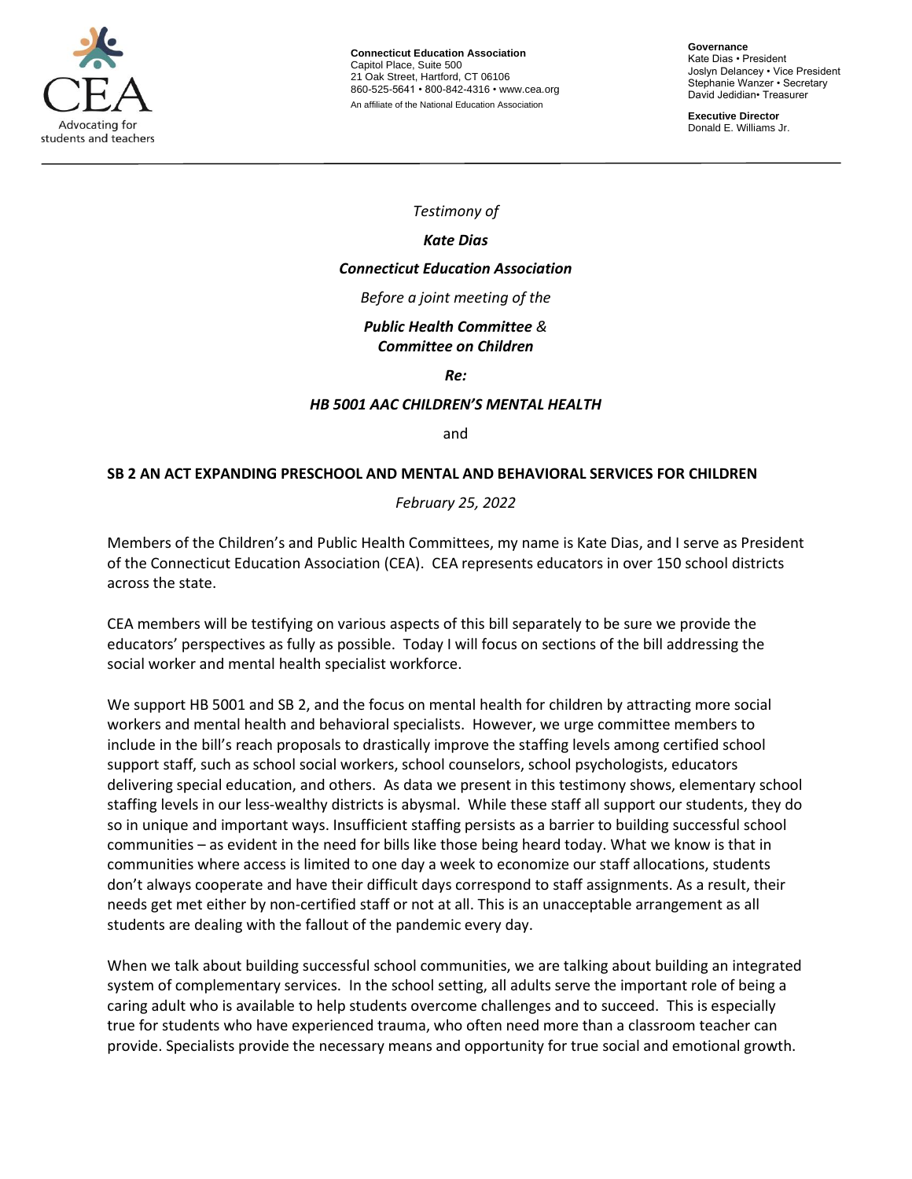CEA
Advocating for students and teachers

**Connecticut Education Association**
Capitol Place, Suite 500
21 Oak Street, Hartford, CT 06106
860-525-5641 • 800-842-4316 • www.cea.org
An affiliate of the National Education Association

**Governance**
Kate Dias • President
Joslyn Delancey • Vice President
Stephanie Wanzer • Secretary
David Jedidian• Treasurer

**Executive Director**
Donald E. Williams Jr.

---

*Testimony of*

***Kate Dias***

***Connecticut Education Association***

*Before a joint meeting of the*

***Public Health Committee** &*
***Committee on Children***

***Re:***

***HB 5001 AAC CHILDREN'S MENTAL HEALTH***

and

**SB 2 AN ACT EXPANDING PRESCHOOL AND MENTAL AND BEHAVIORAL SERVICES FOR CHILDREN**

*February 25, 2022*

Members of the Children's and Public Health Committees, my name is Kate Dias, and I serve as President of the Connecticut Education Association (CEA). CEA represents educators in over 150 school districts across the state.

CEA members will be testifying on various aspects of this bill separately to be sure we provide the educators' perspectives as fully as possible. Today I will focus on sections of the bill addressing the social worker and mental health specialist workforce.

We support HB 5001 and SB 2, and the focus on mental health for children by attracting more social workers and mental health and behavioral specialists. However, we urge committee members to include in the bill's reach proposals to drastically improve the staffing levels among certified school support staff, such as school social workers, school counselors, school psychologists, educators delivering special education, and others. As data we present in this testimony shows, elementary school staffing levels in our less-wealthy districts is abysmal. While these staff all support our students, they do so in unique and important ways. Insufficient staffing persists as a barrier to building successful school communities – as evident in the need for bills like those being heard today. What we know is that in communities where access is limited to one day a week to economize our staff allocations, students don't always cooperate and have their difficult days correspond to staff assignments. As a result, their needs get met either by non-certified staff or not at all. This is an unacceptable arrangement as all students are dealing with the fallout of the pandemic every day.

When we talk about building successful school communities, we are talking about building an integrated system of complementary services. In the school setting, all adults serve the important role of being a caring adult who is available to help students overcome challenges and to succeed. This is especially true for students who have experienced trauma, who often need more than a classroom teacher can provide. Specialists provide the necessary means and opportunity for true social and emotional growth.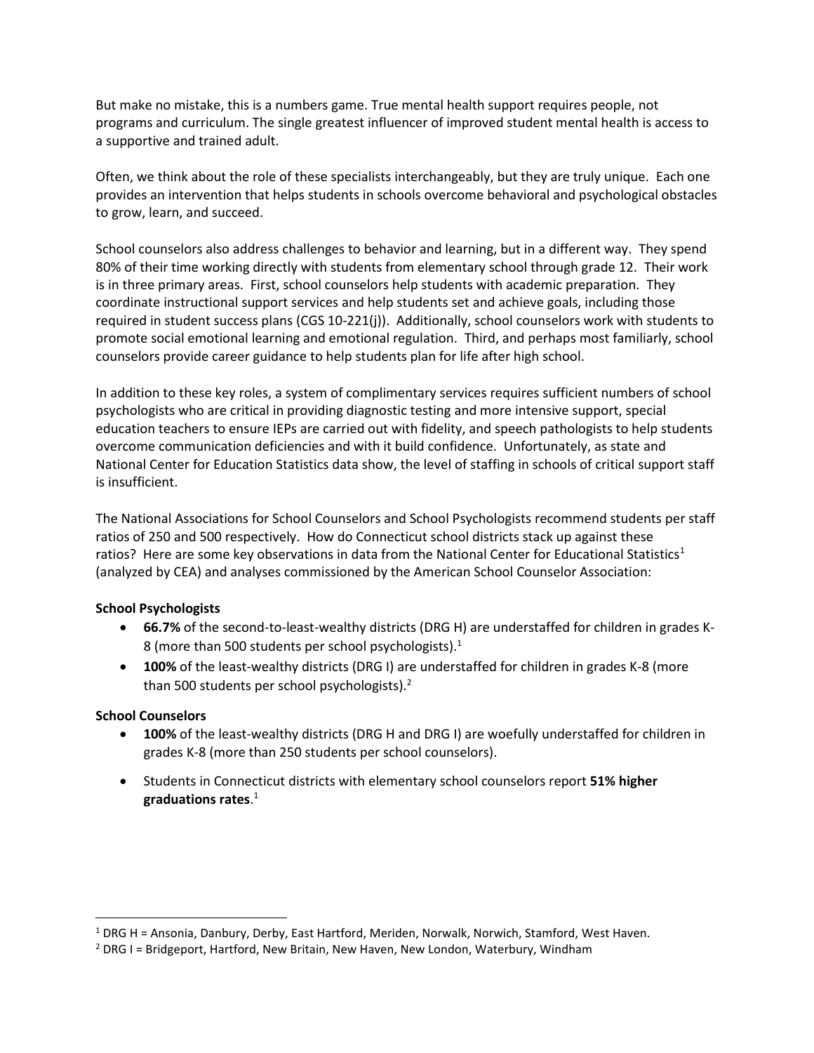But make no mistake, this is a numbers game. True mental health support requires people, not programs and curriculum. The single greatest influencer of improved student mental health is access to a supportive and trained adult.

Often, we think about the role of these specialists interchangeably, but they are truly unique. Each one provides an intervention that helps students in schools overcome behavioral and psychological obstacles to grow, learn, and succeed.

School counselors also address challenges to behavior and learning, but in a different way. They spend 80% of their time working directly with students from elementary school through grade 12. Their work is in three primary areas. First, school counselors help students with academic preparation. They coordinate instructional support services and help students set and achieve goals, including those required in student success plans (CGS 10-221(j)). Additionally, school counselors work with students to promote social emotional learning and emotional regulation. Third, and perhaps most familiarly, school counselors provide career guidance to help students plan for life after high school.

In addition to these key roles, a system of complimentary services requires sufficient numbers of school psychologists who are critical in providing diagnostic testing and more intensive support, special education teachers to ensure IEPs are carried out with fidelity, and speech pathologists to help students overcome communication deficiencies and with it build confidence. Unfortunately, as state and National Center for Education Statistics data show, the level of staffing in schools of critical support staff is insufficient.

The National Associations for School Counselors and School Psychologists recommend students per staff ratios of 250 and 500 respectively. How do Connecticut school districts stack up against these ratios? Here are some key observations in data from the National Center for Educational Statistics[1] (analyzed by CEA) and analyses commissioned by the American School Counselor Association:

**School Psychologists**

- **66.7%** of the second-to-least-wealthy districts (DRG H) are understaffed for children in grades K-8 (more than 500 students per school psychologists).[1]
- **100%** of the least-wealthy districts (DRG I) are understaffed for children in grades K-8 (more than 500 students per school psychologists).[2]

**School Counselors**

- **100%** of the least-wealthy districts (DRG H and DRG I) are woefully understaffed for children in grades K-8 (more than 250 students per school counselors).
- Students in Connecticut districts with elementary school counselors report **51% higher graduations rates**.[1]

---

[1] DRG H = Ansonia, Danbury, Derby, East Hartford, Meriden, Norwalk, Norwich, Stamford, West Haven.

[2] DRG I = Bridgeport, Hartford, New Britain, New Haven, New London, Waterbury, Windham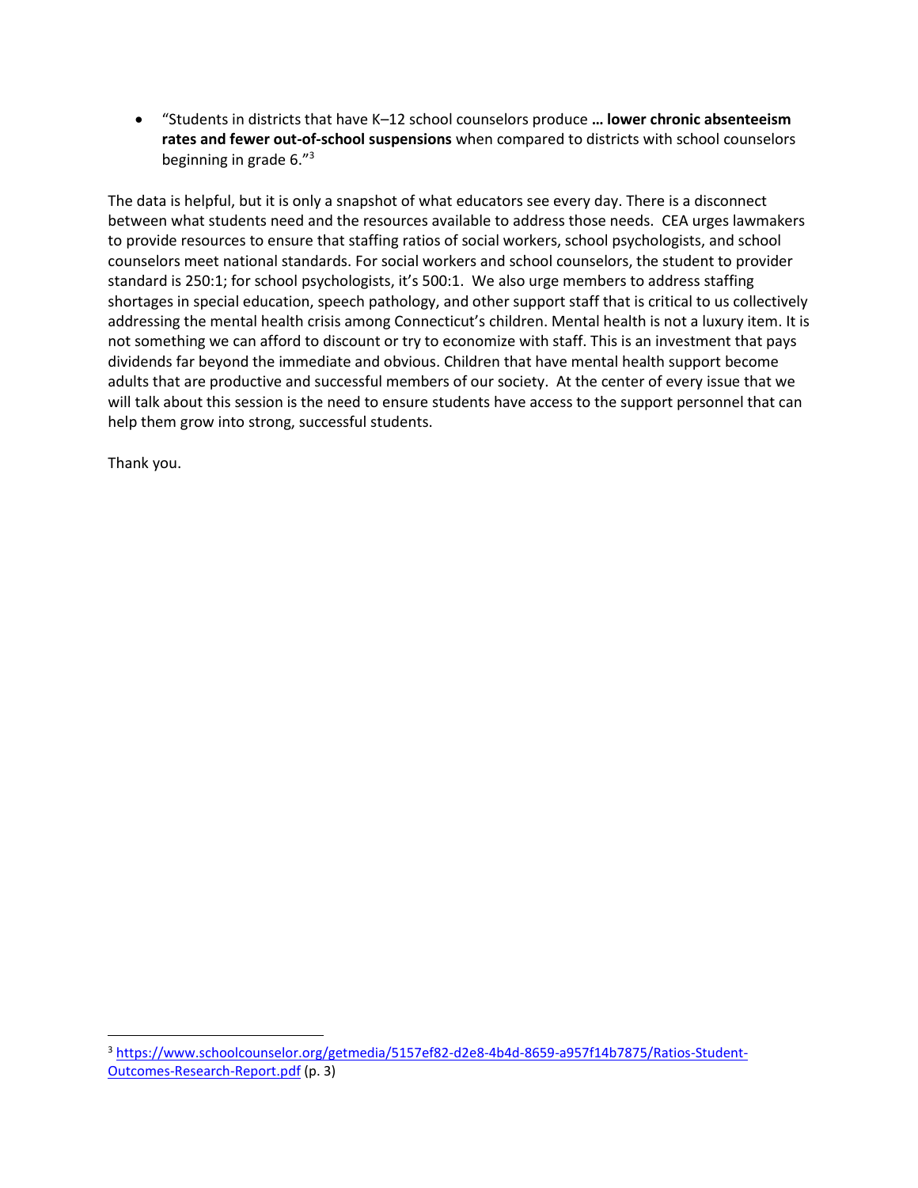- "Students in districts that have K–12 school counselors produce **… lower chronic absenteeism rates and fewer out-of-school suspensions** when compared to districts with school counselors beginning in grade 6."[3]

The data is helpful, but it is only a snapshot of what educators see every day. There is a disconnect between what students need and the resources available to address those needs. CEA urges lawmakers to provide resources to ensure that staffing ratios of social workers, school psychologists, and school counselors meet national standards. For social workers and school counselors, the student to provider standard is 250:1; for school psychologists, it's 500:1. We also urge members to address staffing shortages in special education, speech pathology, and other support staff that is critical to us collectively addressing the mental health crisis among Connecticut's children. Mental health is not a luxury item. It is not something we can afford to discount or try to economize with staff. This is an investment that pays dividends far beyond the immediate and obvious. Children that have mental health support become adults that are productive and successful members of our society. At the center of every issue that we will talk about this session is the need to ensure students have access to the support personnel that can help them grow into strong, successful students.

Thank you.

---

[3] https://www.schoolcounselor.org/getmedia/5157ef82-d2e8-4b4d-8659-a957f14b7875/Ratios-Student-Outcomes-Research-Report.pdf (p. 3)